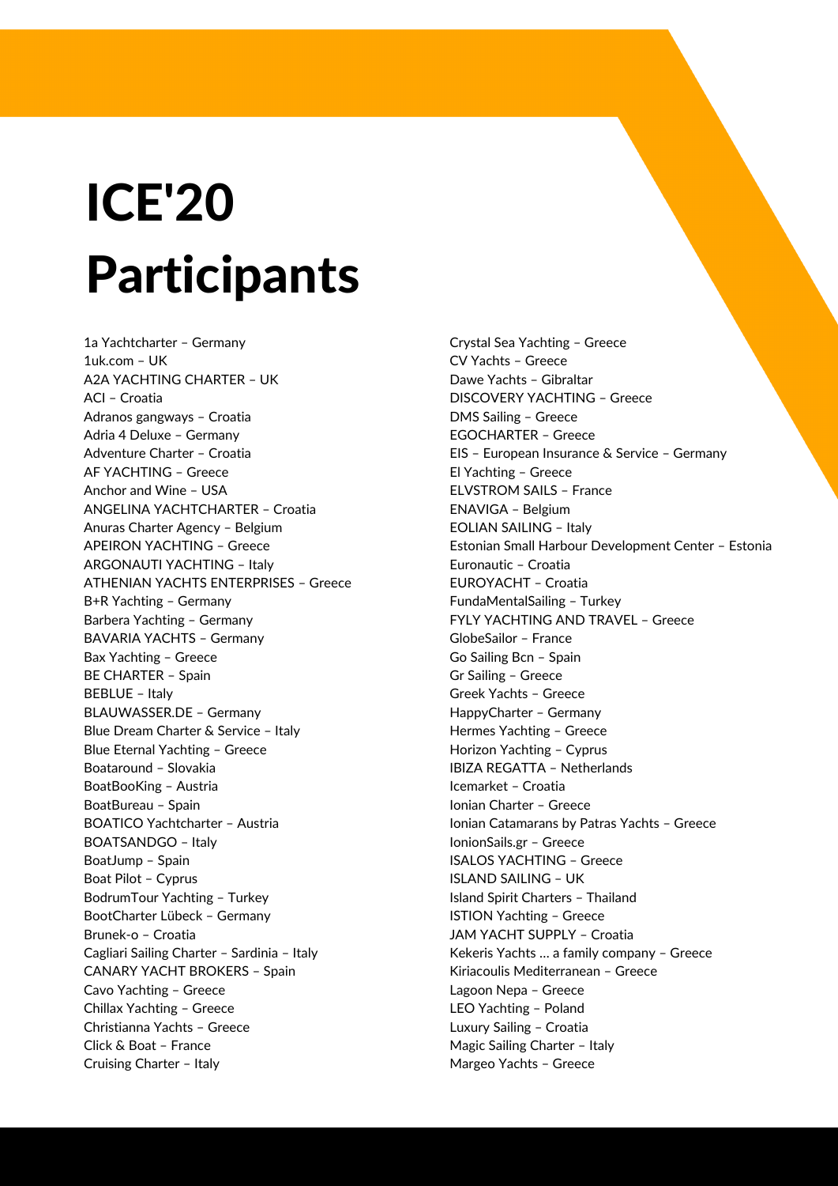# ICE'20 Participants

1a Yachtcharter – Germany
1uk.com – UK
A2A YACHTING CHARTER – UK
ACI – Croatia
Adranos gangways – Croatia
Adria 4 Deluxe – Germany
Adventure Charter – Croatia
AF YACHTING – Greece
Anchor and Wine – USA
ANGELINA YACHTCHARTER – Croatia
Anuras Charter Agency – Belgium
APEIRON YACHTING – Greece
ARGONAUTI YACHTING – Italy
ATHENIAN YACHTS ENTERPRISES – Greece
B+R Yachting – Germany
Barbera Yachting – Germany
BAVARIA YACHTS – Germany
Bax Yachting – Greece
BE CHARTER – Spain
BEBLUE – Italy
BLAUWASSER.DE – Germany
Blue Dream Charter & Service – Italy
Blue Eternal Yachting – Greece
Boataround – Slovakia
BoatBooKing – Austria
BoatBureau – Spain
BOATICO Yachtcharter – Austria
BOATSANDGO – Italy
BoatJump – Spain
Boat Pilot – Cyprus
BodrumTour Yachting – Turkey
BootCharter Lübeck – Germany
Brunek-o – Croatia
Cagliari Sailing Charter – Sardinia – Italy
CANARY YACHT BROKERS – Spain
Cavo Yachting – Greece
Chillax Yachting – Greece
Christianna Yachts – Greece
Click & Boat – France
Cruising Charter – Italy
Crystal Sea Yachting – Greece
CV Yachts – Greece
Dawe Yachts – Gibraltar
DISCOVERY YACHTING – Greece
DMS Sailing – Greece
EGOCHARTER – Greece
EIS – European Insurance & Service – Germany
El Yachting – Greece
ELVSTROM SAILS – France
ENAVIGA – Belgium
EOLIAN SAILING – Italy
Estonian Small Harbour Development Center – Estonia
Euronautic – Croatia
EUROYACHT – Croatia
FundaMentalSailing – Turkey
FYLY YACHTING AND TRAVEL – Greece
GlobeSailor – France
Go Sailing Bcn – Spain
Gr Sailing – Greece
Greek Yachts – Greece
HappyCharter – Germany
Hermes Yachting – Greece
Horizon Yachting – Cyprus
IBIZA REGATTA – Netherlands
Icemarket – Croatia
Ionian Charter – Greece
Ionian Catamarans by Patras Yachts – Greece
IonionSails.gr – Greece
ISALOS YACHTING – Greece
ISLAND SAILING – UK
Island Spirit Charters – Thailand
ISTION Yachting – Greece
JAM YACHT SUPPLY – Croatia
Kekeris Yachts … a family company – Greece
Kiriacoulis Mediterranean – Greece
Lagoon Nepa – Greece
LEO Yachting – Poland
Luxury Sailing – Croatia
Magic Sailing Charter – Italy
Margeo Yachts – Greece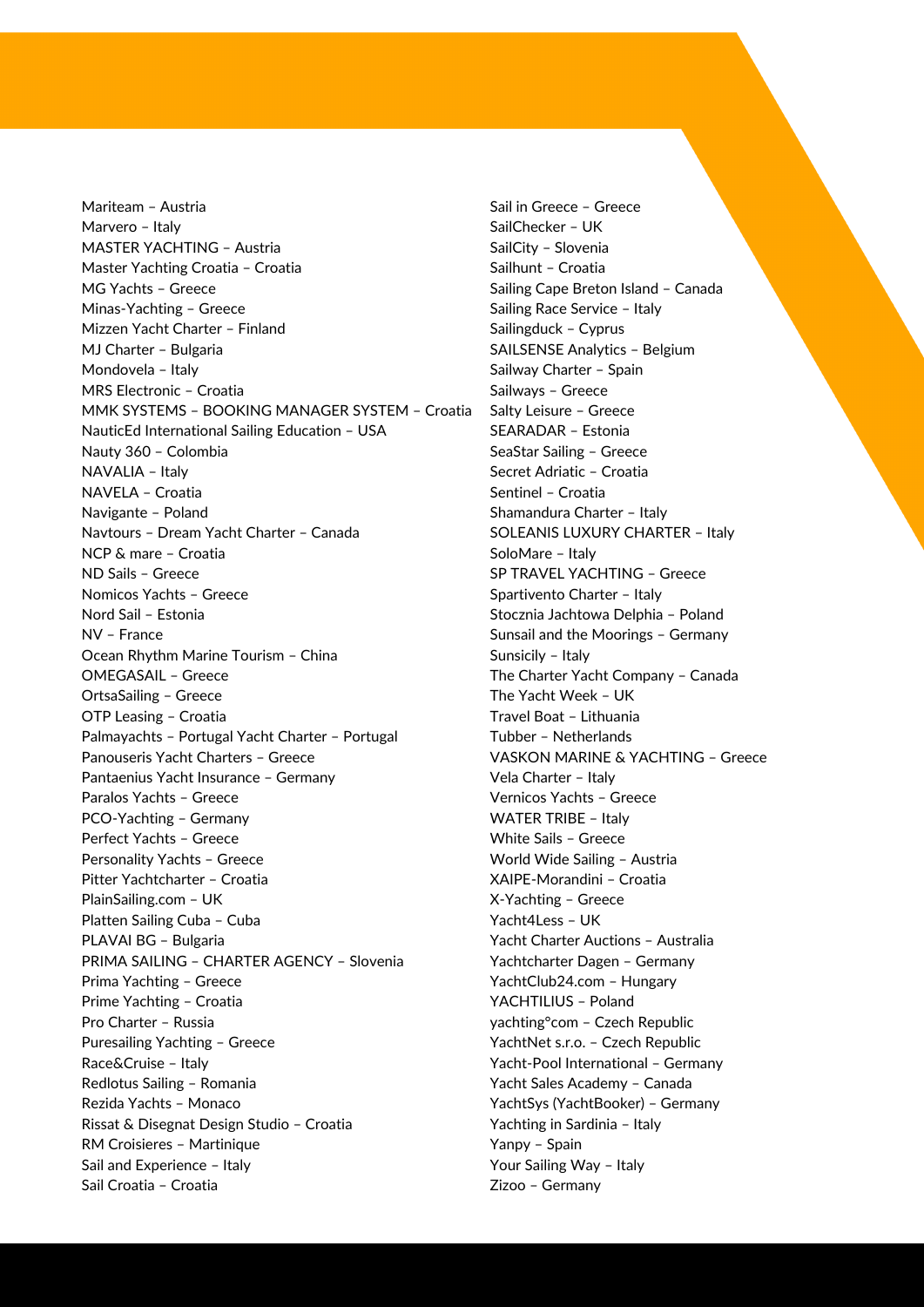Mariteam – Austria
Marvero – Italy
MASTER YACHTING – Austria
Master Yachting Croatia – Croatia
MG Yachts – Greece
Minas-Yachting – Greece
Mizzen Yacht Charter – Finland
MJ Charter – Bulgaria
Mondovela – Italy
MRS Electronic – Croatia
MMK SYSTEMS – BOOKING MANAGER SYSTEM – Croatia
NauticEd International Sailing Education – USA
Nauty 360 – Colombia
NAVALIA – Italy
NAVELA – Croatia
Navigante – Poland
Navtours – Dream Yacht Charter – Canada
NCP & mare – Croatia
ND Sails – Greece
Nomicos Yachts – Greece
Nord Sail – Estonia
NV – France
Ocean Rhythm Marine Tourism – China
OMEGASAIL – Greece
OrtsaSailing – Greece
OTP Leasing – Croatia
Palmayachts – Portugal Yacht Charter – Portugal
Panouseris Yacht Charters – Greece
Pantaenius Yacht Insurance – Germany
Paralos Yachts – Greece
PCO-Yachting – Germany
Perfect Yachts – Greece
Personality Yachts – Greece
Pitter Yachtcharter – Croatia
PlainSailing.com – UK
Platten Sailing Cuba – Cuba
PLAVAI BG – Bulgaria
PRIMA SAILING – CHARTER AGENCY – Slovenia
Prima Yachting – Greece
Prime Yachting – Croatia
Pro Charter – Russia
Puresailing Yachting – Greece
Race&Cruise – Italy
Redlotus Sailing – Romania
Rezida Yachts – Monaco
Rissat & Disegnat Design Studio – Croatia
RM Croisieres – Martinique
Sail and Experience – Italy
Sail Croatia – Croatia
Sail in Greece – Greece
SailChecker – UK
SailCity – Slovenia
Sailhunt – Croatia
Sailing Cape Breton Island – Canada
Sailing Race Service – Italy
Sailingduck – Cyprus
SAILSENSE Analytics – Belgium
Sailway Charter – Spain
Sailways – Greece
Salty Leisure – Greece
SEARADAR – Estonia
SeaStar Sailing – Greece
Secret Adriatic – Croatia
Sentinel – Croatia
Shamandura Charter – Italy
SOLEANIS LUXURY CHARTER – Italy
SoloMare – Italy
SP TRAVEL YACHTING – Greece
Spartivento Charter – Italy
Stocznia Jachtowa Delphia – Poland
Sunsail and the Moorings – Germany
Sunsicily – Italy
The Charter Yacht Company – Canada
The Yacht Week – UK
Travel Boat – Lithuania
Tubber – Netherlands
VASKON MARINE & YACHTING – Greece
Vela Charter – Italy
Vernicos Yachts – Greece
WATER TRIBE – Italy
White Sails – Greece
World Wide Sailing – Austria
XAIPE-Morandini – Croatia
X-Yachting – Greece
Yacht4Less – UK
Yacht Charter Auctions – Australia
Yachtcharter Dagen – Germany
YachtClub24.com – Hungary
YACHTILIUS – Poland
yachting°com – Czech Republic
YachtNet s.r.o. – Czech Republic
Yacht-Pool International – Germany
Yacht Sales Academy – Canada
YachtSys (YachtBooker) – Germany
Yachting in Sardinia – Italy
Yanpy – Spain
Your Sailing Way – Italy
Zizoo – Germany